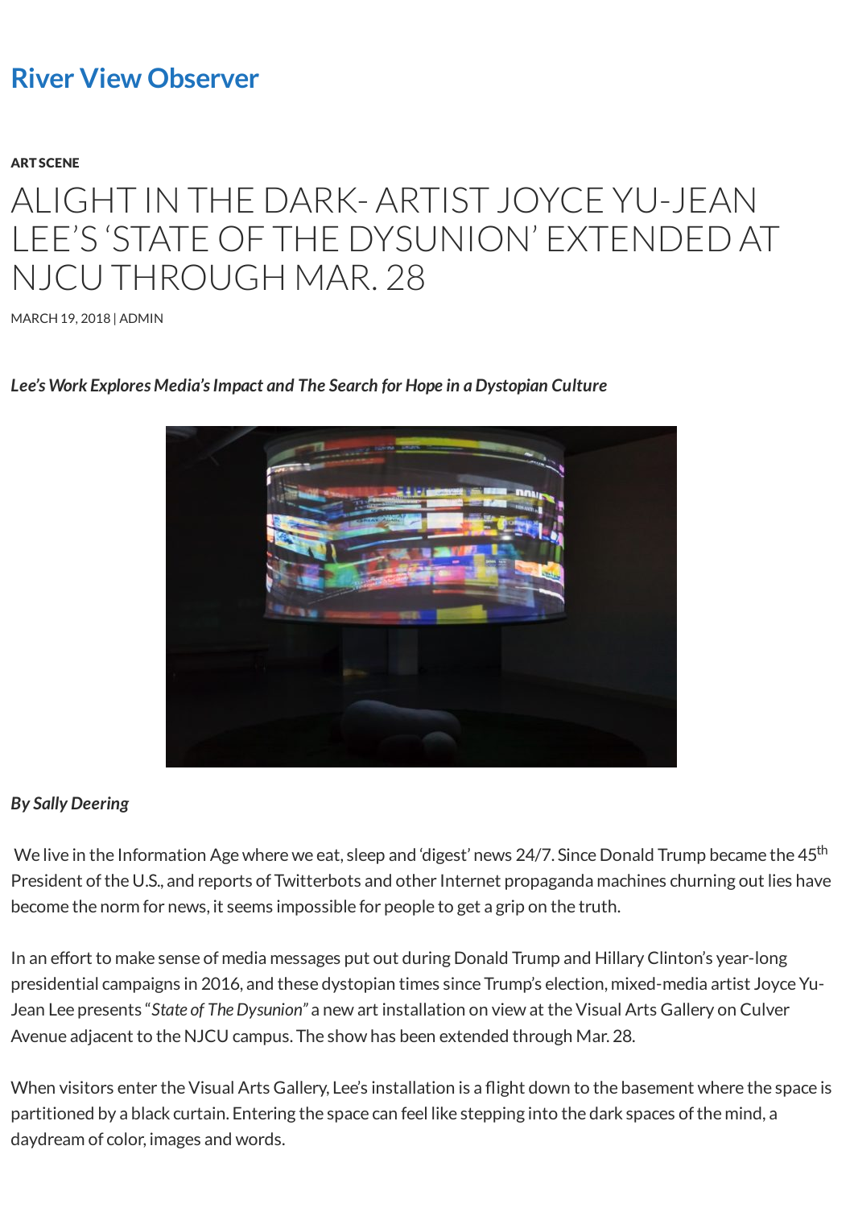# River View Observer

**ART SCENE**

## ALIGHT IN THE DARK- ARTIST JOYCE YU-JEAN LEE'S 'STATE OF THE DYSUNION' EXTENDED AT NJCU THROUGH MAR. 28

MARCH 19, 2018 | ADMIN

***Lee's Work Explores Media's Impact and The Search for Hope in a Dystopian Culture***

***By Sally Deering***

We live in the Information Age where we eat, sleep and 'digest' news 24/7. Since Donald Trump became the 45th President of the U.S., and reports of Twitterbots and other Internet propaganda machines churning out lies have become the norm for news, it seems impossible for people to get a grip on the truth.

In an effort to make sense of media messages put out during Donald Trump and Hillary Clinton's year-long presidential campaigns in 2016, and these dystopian times since Trump's election, mixed-media artist Joyce Yu-Jean Lee presents "*State of The Dysunion*" a new art installation on view at the Visual Arts Gallery on Culver Avenue adjacent to the NJCU campus. The show has been extended through Mar. 28.

When visitors enter the Visual Arts Gallery, Lee's installation is a flight down to the basement where the space is partitioned by a black curtain. Entering the space can feel like stepping into the dark spaces of the mind, a daydream of color, images and words.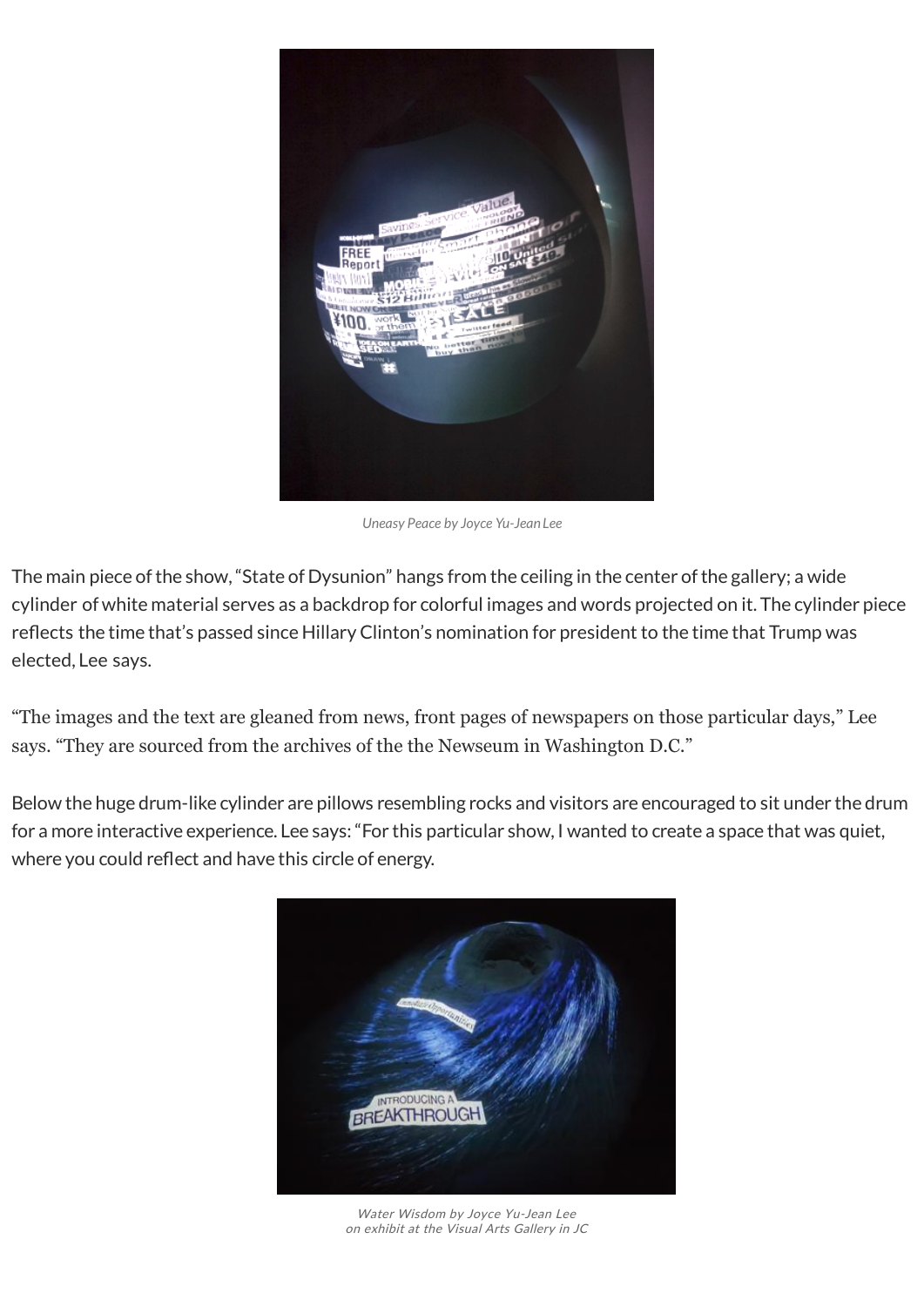*Uneasy Peace by Joyce Yu-Jean Lee*

The main piece of the show, "State of Dysunion" hangs from the ceiling in the center of the gallery; a wide cylinder of white material serves as a backdrop for colorful images and words projected on it. The cylinder piece reflects the time that's passed since Hillary Clinton's nomination for president to the time that Trump was elected, Lee says.

"The images and the text are gleaned from news, front pages of newspapers on those particular days," Lee says. "They are sourced from the archives of the the Newseum in Washington D.C."

Below the huge drum-like cylinder are pillows resembling rocks and visitors are encouraged to sit under the drum for a more interactive experience. Lee says: "For this particular show, I wanted to create a space that was quiet, where you could reflect and have this circle of energy.

*Water Wisdom by Joyce Yu-Jean Lee*
*on exhibit at the Visual Arts Gallery in JC*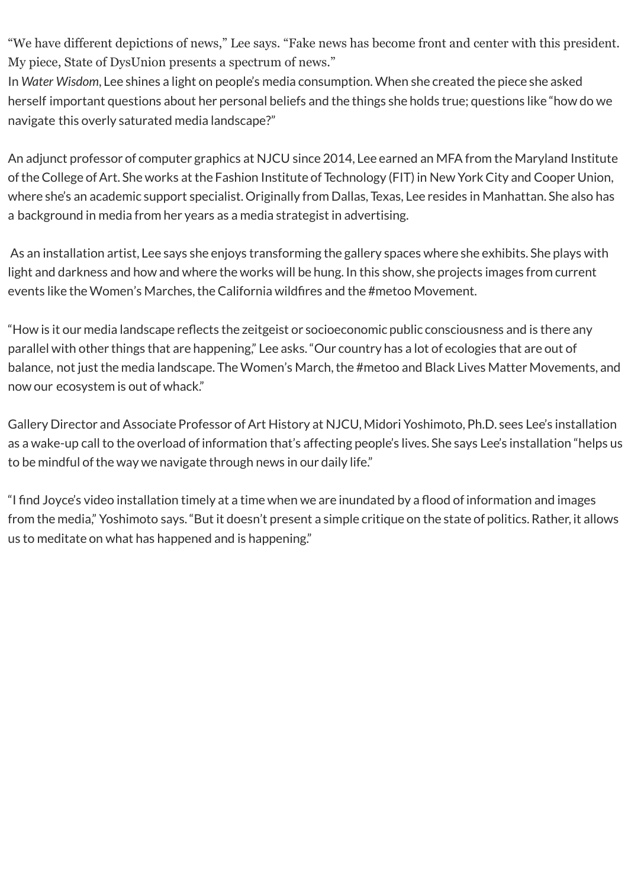"We have different depictions of news," Lee says. "Fake news has become front and center with this president. My piece, State of DysUnion presents a spectrum of news."

In *Water Wisdom*, Lee shines a light on people's media consumption. When she created the piece she asked herself important questions about her personal beliefs and the things she holds true; questions like "how do we navigate this overly saturated media landscape?"

An adjunct professor of computer graphics at NJCU since 2014, Lee earned an MFA from the Maryland Institute of the College of Art. She works at the Fashion Institute of Technology (FIT) in New York City and Cooper Union, where she's an academic support specialist. Originally from Dallas, Texas, Lee resides in Manhattan. She also has a background in media from her years as a media strategist in advertising.

As an installation artist, Lee says she enjoys transforming the gallery spaces where she exhibits. She plays with light and darkness and how and where the works will be hung. In this show, she projects images from current events like the Women's Marches, the California wildfires and the #metoo Movement.

"How is it our media landscape reflects the zeitgeist or socioeconomic public consciousness and is there any parallel with other things that are happening," Lee asks. "Our country has a lot of ecologies that are out of balance, not just the media landscape. The Women's March, the #metoo and Black Lives Matter Movements, and now our ecosystem is out of whack."

Gallery Director and Associate Professor of Art History at NJCU, Midori Yoshimoto, Ph.D. sees Lee's installation as a wake-up call to the overload of information that's affecting people's lives. She says Lee's installation "helps us to be mindful of the way we navigate through news in our daily life."

"I find Joyce's video installation timely at a time when we are inundated by a flood of information and images from the media," Yoshimoto says. "But it doesn't present a simple critique on the state of politics. Rather, it allows us to meditate on what has happened and is happening."